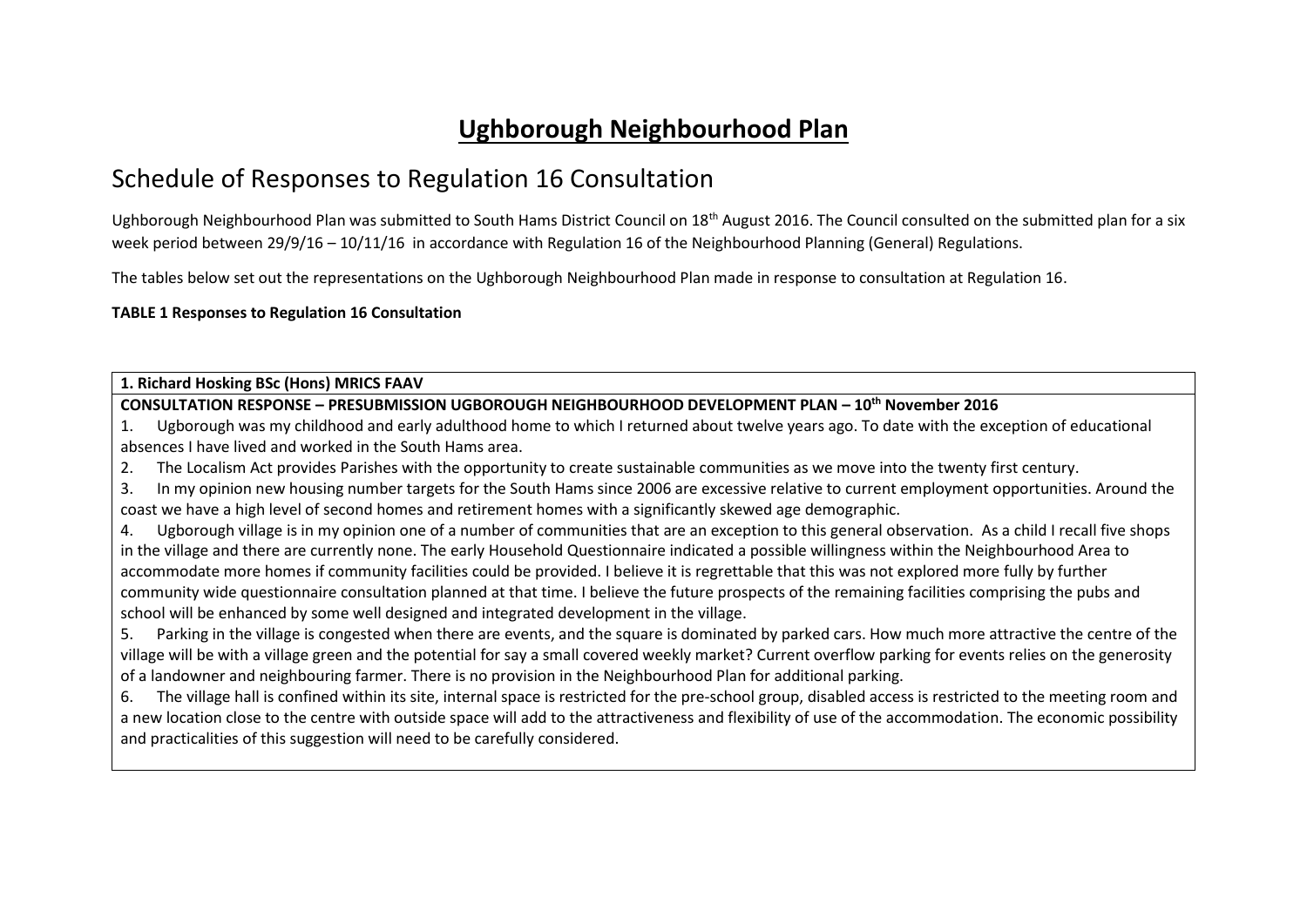# Ughborough Neighbourhood Plan

## Schedule of Responses to Regulation 16 Consultation

Ughborough Neighbourhood Plan was submitted to South Hams District Council on 18th August 2016. The Council consulted on the submitted plan for a six week period between 29/9/16 – 10/11/16 in accordance with Regulation 16 of the Neighbourhood Planning (General) Regulations.

The tables below set out the representations on the Ughborough Neighbourhood Plan made in response to consultation at Regulation 16.

**TABLE 1 Responses to Regulation 16 Consultation**

| **1. Richard Hosking BSc (Hons) MRICS FAAV** |
|---|
| **CONSULTATION RESPONSE – PRESUBMISSION UGBOROUGH NEIGHBOURHOOD DEVELOPMENT PLAN – 10th November 2016**<br>1. Ugborough was my childhood and early adulthood home to which I returned about twelve years ago. To date with the exception of educational absences I have lived and worked in the South Hams area.<br>2. The Localism Act provides Parishes with the opportunity to create sustainable communities as we move into the twenty first century.<br>3. In my opinion new housing number targets for the South Hams since 2006 are excessive relative to current employment opportunities. Around the coast we have a high level of second homes and retirement homes with a significantly skewed age demographic.<br>4. Ugborough village is in my opinion one of a number of communities that are an exception to this general observation. As a child I recall five shops in the village and there are currently none. The early Household Questionnaire indicated a possible willingness within the Neighbourhood Area to accommodate more homes if community facilities could be provided. I believe it is regrettable that this was not explored more fully by further community wide questionnaire consultation planned at that time. I believe the future prospects of the remaining facilities comprising the pubs and school will be enhanced by some well designed and integrated development in the village.<br>5. Parking in the village is congested when there are events, and the square is dominated by parked cars. How much more attractive the centre of the village will be with a village green and the potential for say a small covered weekly market? Current overflow parking for events relies on the generosity of a landowner and neighbouring farmer. There is no provision in the Neighbourhood Plan for additional parking.<br>6. The village hall is confined within its site, internal space is restricted for the pre-school group, disabled access is restricted to the meeting room and a new location close to the centre with outside space will add to the attractiveness and flexibility of use of the accommodation. The economic possibility and practicalities of this suggestion will need to be carefully considered. |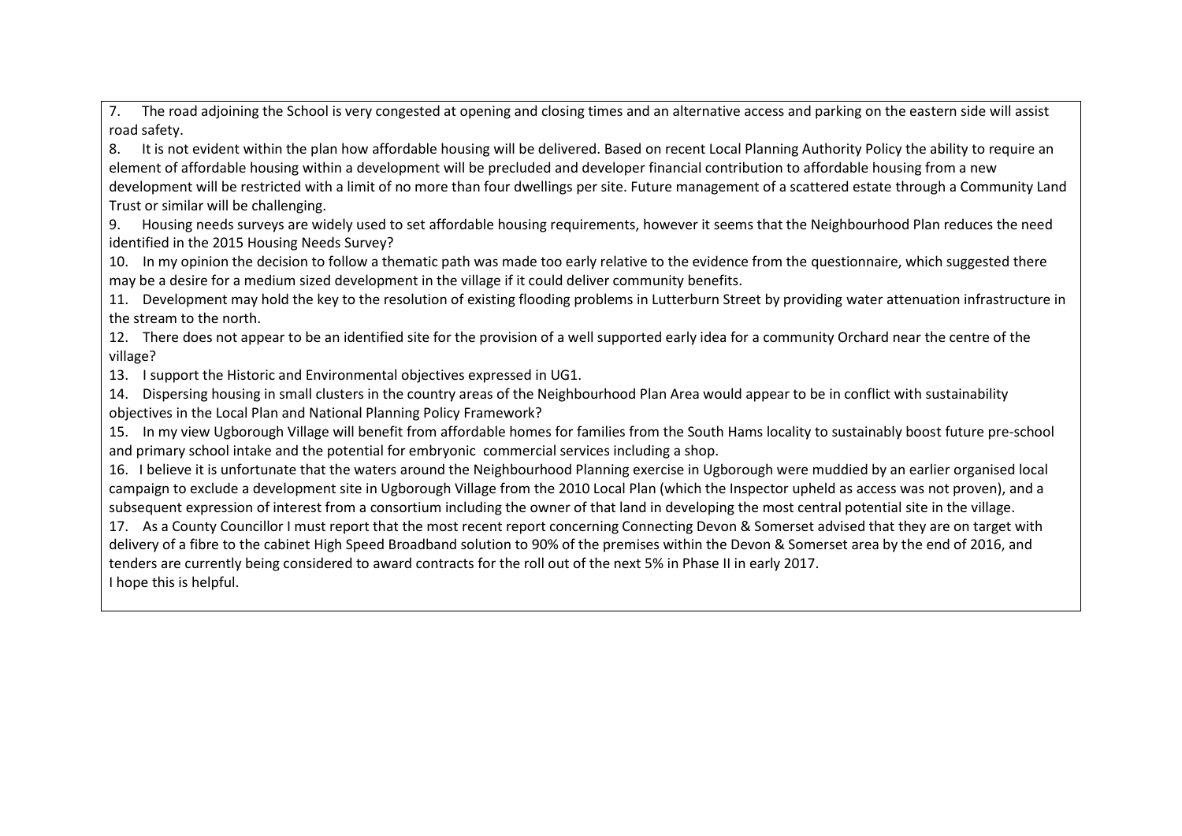7. The road adjoining the School is very congested at opening and closing times and an alternative access and parking on the eastern side will assist road safety.

8. It is not evident within the plan how affordable housing will be delivered. Based on recent Local Planning Authority Policy the ability to require an element of affordable housing within a development will be precluded and developer financial contribution to affordable housing from a new development will be restricted with a limit of no more than four dwellings per site. Future management of a scattered estate through a Community Land Trust or similar will be challenging.

9. Housing needs surveys are widely used to set affordable housing requirements, however it seems that the Neighbourhood Plan reduces the need identified in the 2015 Housing Needs Survey?

10. In my opinion the decision to follow a thematic path was made too early relative to the evidence from the questionnaire, which suggested there may be a desire for a medium sized development in the village if it could deliver community benefits.

11. Development may hold the key to the resolution of existing flooding problems in Lutterburn Street by providing water attenuation infrastructure in the stream to the north.

12. There does not appear to be an identified site for the provision of a well supported early idea for a community Orchard near the centre of the village?

13. I support the Historic and Environmental objectives expressed in UG1.

14. Dispersing housing in small clusters in the country areas of the Neighbourhood Plan Area would appear to be in conflict with sustainability objectives in the Local Plan and National Planning Policy Framework?

15. In my view Ugborough Village will benefit from affordable homes for families from the South Hams locality to sustainably boost future pre-school and primary school intake and the potential for embryonic commercial services including a shop.

16. I believe it is unfortunate that the waters around the Neighbourhood Planning exercise in Ugborough were muddied by an earlier organised local campaign to exclude a development site in Ugborough Village from the 2010 Local Plan (which the Inspector upheld as access was not proven), and a subsequent expression of interest from a consortium including the owner of that land in developing the most central potential site in the village.

17. As a County Councillor I must report that the most recent report concerning Connecting Devon & Somerset advised that they are on target with delivery of a fibre to the cabinet High Speed Broadband solution to 90% of the premises within the Devon & Somerset area by the end of 2016, and tenders are currently being considered to award contracts for the roll out of the next 5% in Phase II in early 2017.

I hope this is helpful.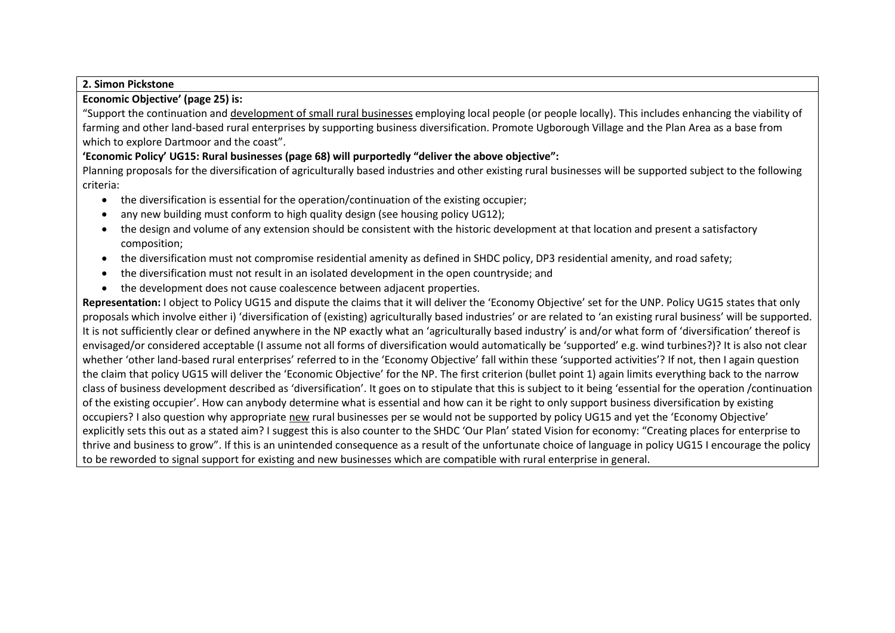**2. Simon Pickstone**

**Economic Objective' (page 25) is:**

"Support the continuation and <u>development of small rural businesses</u> employing local people (or people locally). This includes enhancing the viability of farming and other land-based rural enterprises by supporting business diversification. Promote Ugborough Village and the Plan Area as a base from which to explore Dartmoor and the coast".

**'Economic Policy' UG15: Rural businesses (page 68) will purportedly "deliver the above objective":**

Planning proposals for the diversification of agriculturally based industries and other existing rural businesses will be supported subject to the following criteria:

- the diversification is essential for the operation/continuation of the existing occupier;
- any new building must conform to high quality design (see housing policy UG12);
- the design and volume of any extension should be consistent with the historic development at that location and present a satisfactory composition;
- the diversification must not compromise residential amenity as defined in SHDC policy, DP3 residential amenity, and road safety;
- the diversification must not result in an isolated development in the open countryside; and
- the development does not cause coalescence between adjacent properties.

**Representation:** I object to Policy UG15 and dispute the claims that it will deliver the 'Economy Objective' set for the UNP. Policy UG15 states that only proposals which involve either i) 'diversification of (existing) agriculturally based industries' or are related to 'an existing rural business' will be supported. It is not sufficiently clear or defined anywhere in the NP exactly what an 'agriculturally based industry' is and/or what form of 'diversification' thereof is envisaged/or considered acceptable (I assume not all forms of diversification would automatically be 'supported' e.g. wind turbines?)? It is also not clear whether 'other land-based rural enterprises' referred to in the 'Economy Objective' fall within these 'supported activities'? If not, then I again question the claim that policy UG15 will deliver the 'Economic Objective' for the NP. The first criterion (bullet point 1) again limits everything back to the narrow class of business development described as 'diversification'. It goes on to stipulate that this is subject to it being 'essential for the operation /continuation of the existing occupier'. How can anybody determine what is essential and how can it be right to only support business diversification by existing occupiers? I also question why appropriate <u>new</u> rural businesses per se would not be supported by policy UG15 and yet the 'Economy Objective' explicitly sets this out as a stated aim? I suggest this is also counter to the SHDC 'Our Plan' stated Vision for economy: "Creating places for enterprise to thrive and business to grow". If this is an unintended consequence as a result of the unfortunate choice of language in policy UG15 I encourage the policy to be reworded to signal support for existing and new businesses which are compatible with rural enterprise in general.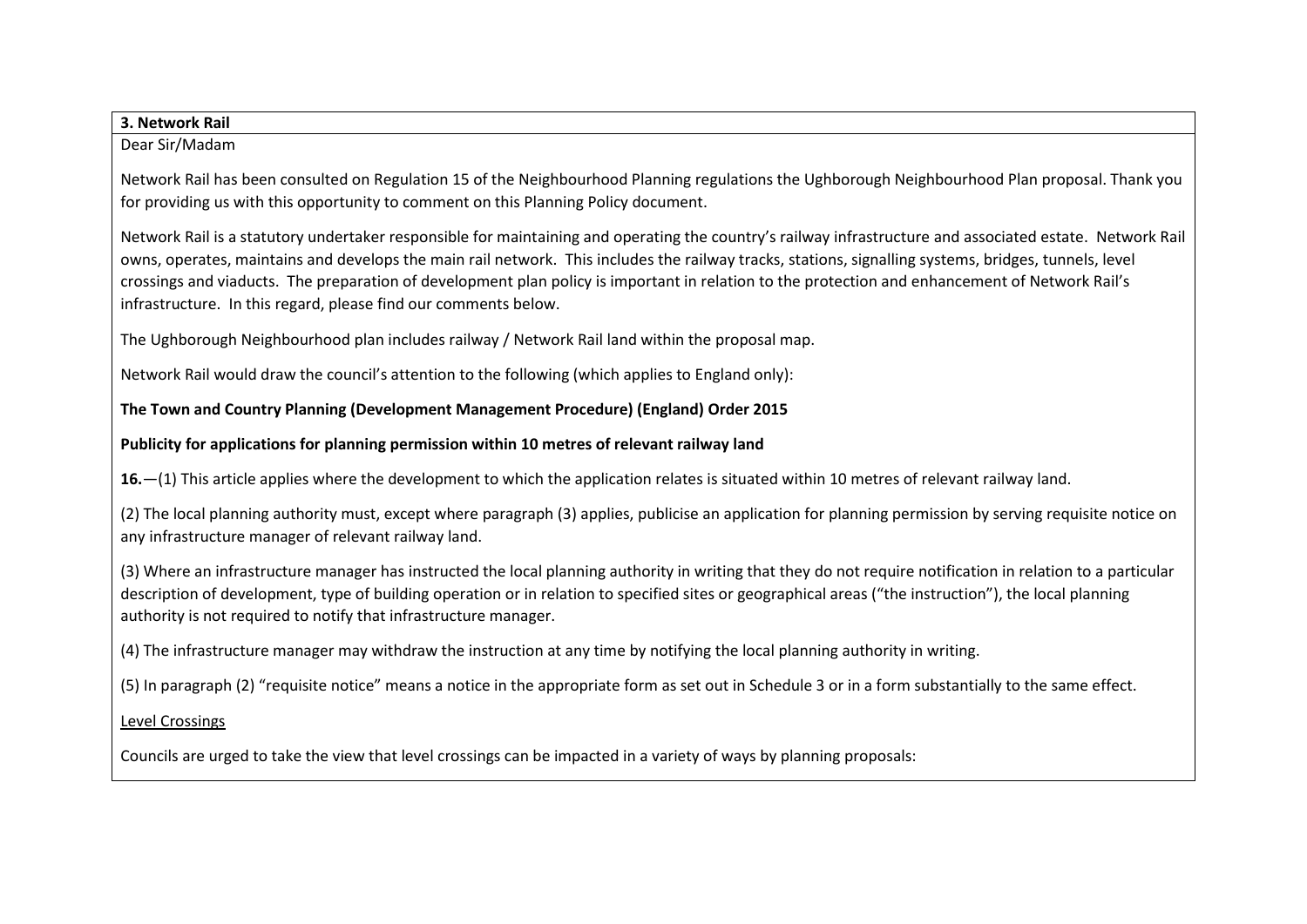**3. Network Rail**

Dear Sir/Madam

Network Rail has been consulted on Regulation 15 of the Neighbourhood Planning regulations the Ughborough Neighbourhood Plan proposal. Thank you for providing us with this opportunity to comment on this Planning Policy document.

Network Rail is a statutory undertaker responsible for maintaining and operating the country's railway infrastructure and associated estate. Network Rail owns, operates, maintains and develops the main rail network. This includes the railway tracks, stations, signalling systems, bridges, tunnels, level crossings and viaducts. The preparation of development plan policy is important in relation to the protection and enhancement of Network Rail's infrastructure. In this regard, please find our comments below.

The Ughborough Neighbourhood plan includes railway / Network Rail land within the proposal map.

Network Rail would draw the council's attention to the following (which applies to England only):

**The Town and Country Planning (Development Management Procedure) (England) Order 2015**

**Publicity for applications for planning permission within 10 metres of relevant railway land**

**16.**—(1) This article applies where the development to which the application relates is situated within 10 metres of relevant railway land.

(2) The local planning authority must, except where paragraph (3) applies, publicise an application for planning permission by serving requisite notice on any infrastructure manager of relevant railway land.

(3) Where an infrastructure manager has instructed the local planning authority in writing that they do not require notification in relation to a particular description of development, type of building operation or in relation to specified sites or geographical areas ("the instruction"), the local planning authority is not required to notify that infrastructure manager.

(4) The infrastructure manager may withdraw the instruction at any time by notifying the local planning authority in writing.

(5) In paragraph (2) "requisite notice" means a notice in the appropriate form as set out in Schedule 3 or in a form substantially to the same effect.

<u>Level Crossings</u>

Councils are urged to take the view that level crossings can be impacted in a variety of ways by planning proposals: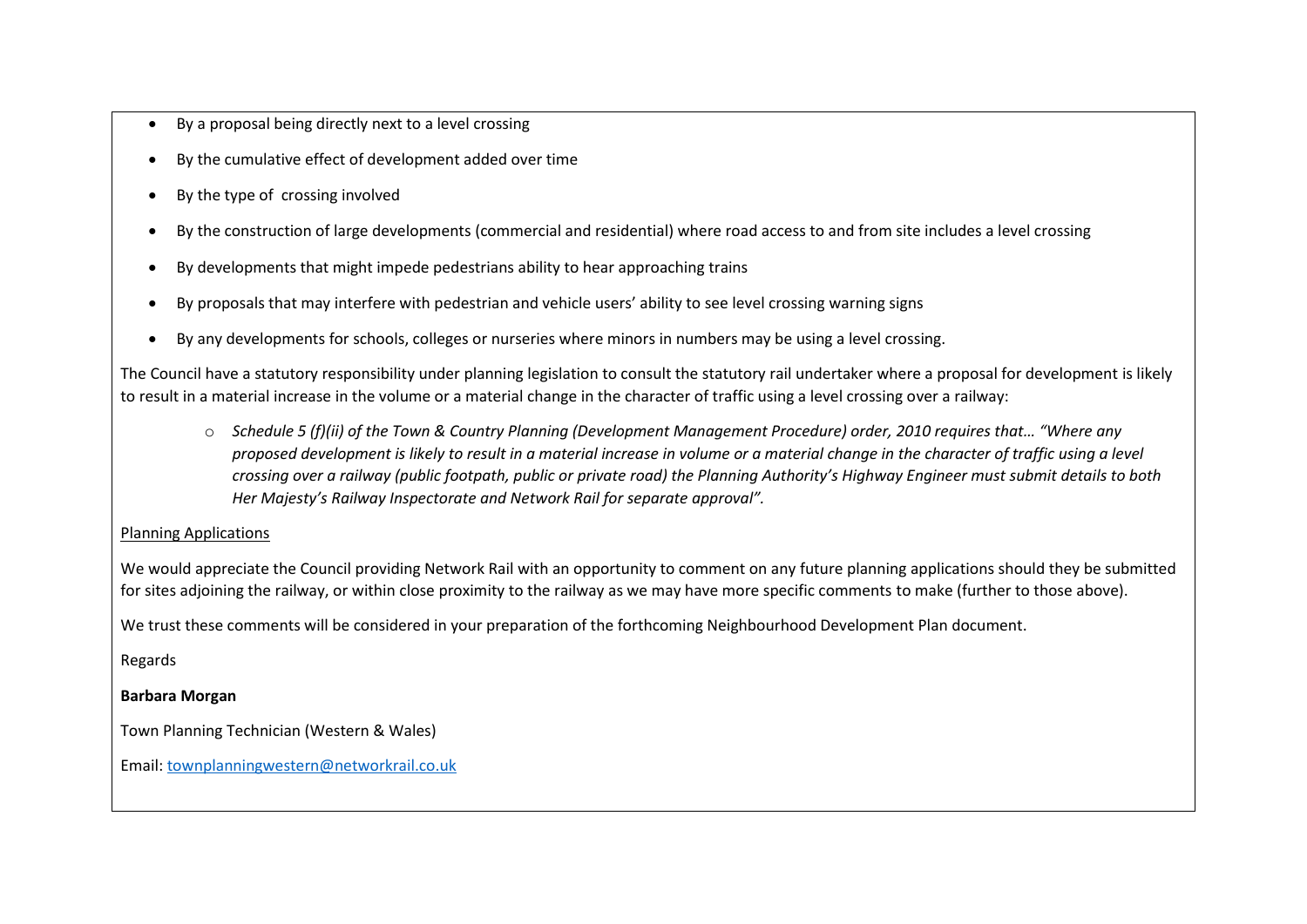- By a proposal being directly next to a level crossing
- By the cumulative effect of development added over time
- By the type of  crossing involved
- By the construction of large developments (commercial and residential) where road access to and from site includes a level crossing
- By developments that might impede pedestrians ability to hear approaching trains
- By proposals that may interfere with pedestrian and vehicle users' ability to see level crossing warning signs
- By any developments for schools, colleges or nurseries where minors in numbers may be using a level crossing.

The Council have a statutory responsibility under planning legislation to consult the statutory rail undertaker where a proposal for development is likely to result in a material increase in the volume or a material change in the character of traffic using a level crossing over a railway:

- *Schedule 5 (f)(ii) of the Town & Country Planning (Development Management Procedure) order, 2010 requires that… "Where any proposed development is likely to result in a material increase in volume or a material change in the character of traffic using a level crossing over a railway (public footpath, public or private road) the Planning Authority's Highway Engineer must submit details to both Her Majesty's Railway Inspectorate and Network Rail for separate approval".*

<u>Planning Applications</u>

We would appreciate the Council providing Network Rail with an opportunity to comment on any future planning applications should they be submitted for sites adjoining the railway, or within close proximity to the railway as we may have more specific comments to make (further to those above).

We trust these comments will be considered in your preparation of the forthcoming Neighbourhood Development Plan document.

Regards

**Barbara Morgan**

Town Planning Technician (Western & Wales)

Email: townplanningwestern@networkrail.co.uk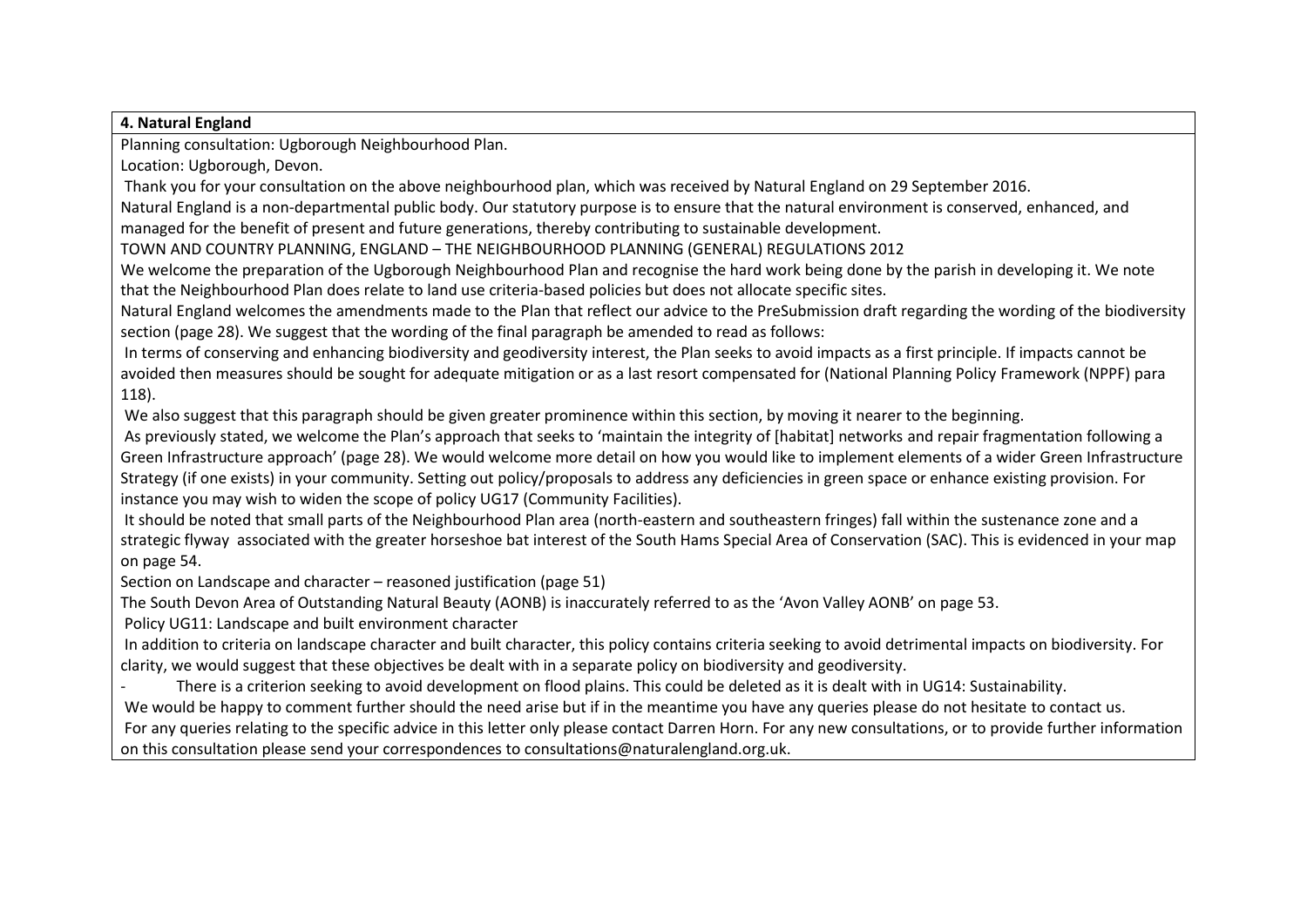**4. Natural England**

Planning consultation: Ugborough Neighbourhood Plan.

Location: Ugborough, Devon.

Thank you for your consultation on the above neighbourhood plan, which was received by Natural England on 29 September 2016.

Natural England is a non-departmental public body. Our statutory purpose is to ensure that the natural environment is conserved, enhanced, and managed for the benefit of present and future generations, thereby contributing to sustainable development.

TOWN AND COUNTRY PLANNING, ENGLAND – THE NEIGHBOURHOOD PLANNING (GENERAL) REGULATIONS 2012

We welcome the preparation of the Ugborough Neighbourhood Plan and recognise the hard work being done by the parish in developing it. We note that the Neighbourhood Plan does relate to land use criteria-based policies but does not allocate specific sites.

Natural England welcomes the amendments made to the Plan that reflect our advice to the PreSubmission draft regarding the wording of the biodiversity section (page 28). We suggest that the wording of the final paragraph be amended to read as follows:

In terms of conserving and enhancing biodiversity and geodiversity interest, the Plan seeks to avoid impacts as a first principle. If impacts cannot be avoided then measures should be sought for adequate mitigation or as a last resort compensated for (National Planning Policy Framework (NPPF) para 118).

We also suggest that this paragraph should be given greater prominence within this section, by moving it nearer to the beginning.

As previously stated, we welcome the Plan's approach that seeks to 'maintain the integrity of [habitat] networks and repair fragmentation following a Green Infrastructure approach' (page 28). We would welcome more detail on how you would like to implement elements of a wider Green Infrastructure Strategy (if one exists) in your community. Setting out policy/proposals to address any deficiencies in green space or enhance existing provision. For instance you may wish to widen the scope of policy UG17 (Community Facilities).

It should be noted that small parts of the Neighbourhood Plan area (north-eastern and southeastern fringes) fall within the sustenance zone and a strategic flyway associated with the greater horseshoe bat interest of the South Hams Special Area of Conservation (SAC). This is evidenced in your map on page 54.

Section on Landscape and character – reasoned justification (page 51)

The South Devon Area of Outstanding Natural Beauty (AONB) is inaccurately referred to as the 'Avon Valley AONB' on page 53.

Policy UG11: Landscape and built environment character

In addition to criteria on landscape character and built character, this policy contains criteria seeking to avoid detrimental impacts on biodiversity. For clarity, we would suggest that these objectives be dealt with in a separate policy on biodiversity and geodiversity.

- There is a criterion seeking to avoid development on flood plains. This could be deleted as it is dealt with in UG14: Sustainability.

We would be happy to comment further should the need arise but if in the meantime you have any queries please do not hesitate to contact us.

For any queries relating to the specific advice in this letter only please contact Darren Horn. For any new consultations, or to provide further information on this consultation please send your correspondences to consultations@naturalengland.org.uk.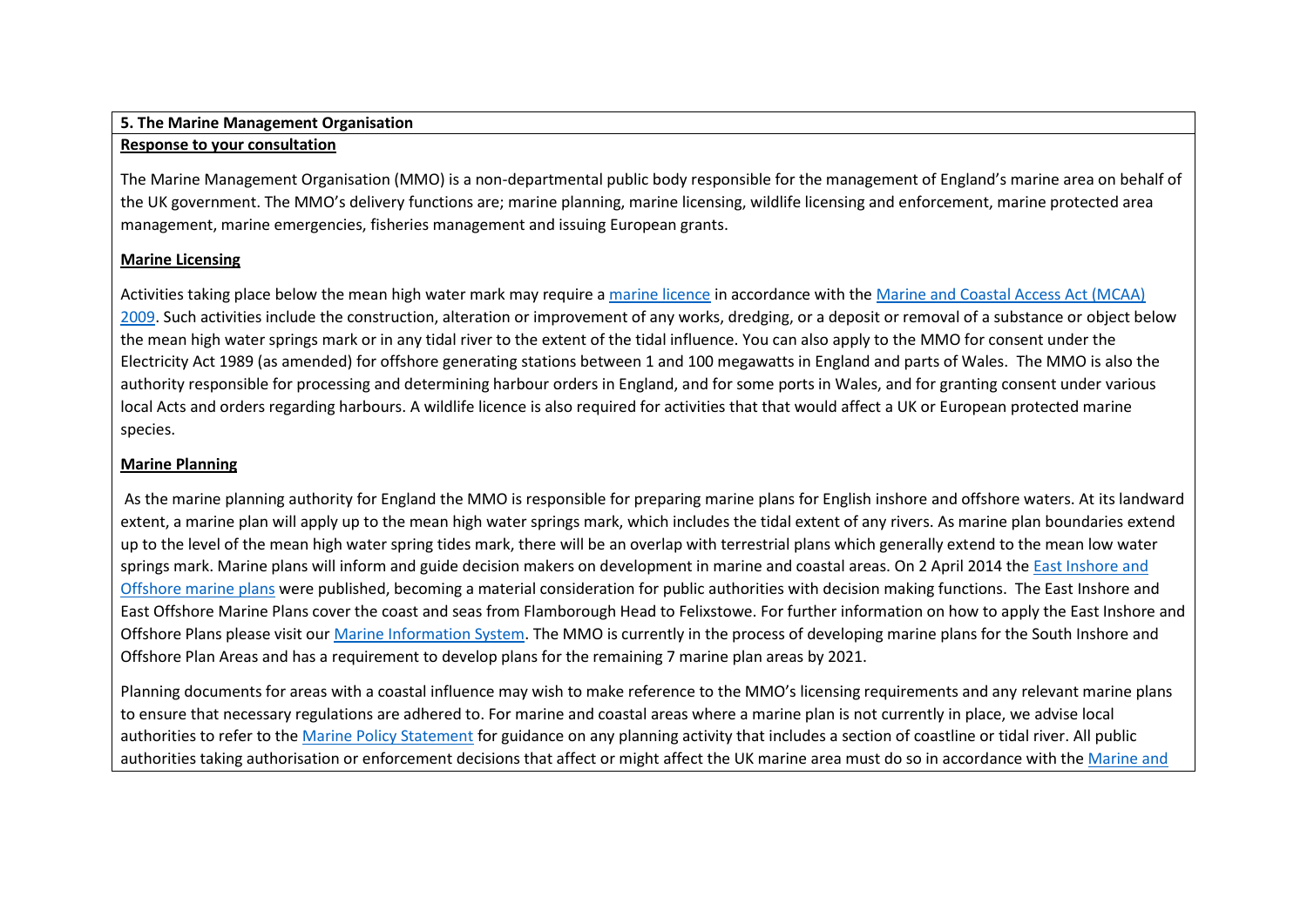**5. The Marine Management Organisation**

**Response to your consultation**

The Marine Management Organisation (MMO) is a non-departmental public body responsible for the management of England's marine area on behalf of the UK government. The MMO's delivery functions are; marine planning, marine licensing, wildlife licensing and enforcement, marine protected area management, marine emergencies, fisheries management and issuing European grants.

**Marine Licensing**

Activities taking place below the mean high water mark may require a marine licence in accordance with the Marine and Coastal Access Act (MCAA) 2009. Such activities include the construction, alteration or improvement of any works, dredging, or a deposit or removal of a substance or object below the mean high water springs mark or in any tidal river to the extent of the tidal influence. You can also apply to the MMO for consent under the Electricity Act 1989 (as amended) for offshore generating stations between 1 and 100 megawatts in England and parts of Wales. The MMO is also the authority responsible for processing and determining harbour orders in England, and for some ports in Wales, and for granting consent under various local Acts and orders regarding harbours. A wildlife licence is also required for activities that that would affect a UK or European protected marine species.

**Marine Planning**

As the marine planning authority for England the MMO is responsible for preparing marine plans for English inshore and offshore waters. At its landward extent, a marine plan will apply up to the mean high water springs mark, which includes the tidal extent of any rivers. As marine plan boundaries extend up to the level of the mean high water spring tides mark, there will be an overlap with terrestrial plans which generally extend to the mean low water springs mark. Marine plans will inform and guide decision makers on development in marine and coastal areas. On 2 April 2014 the East Inshore and Offshore marine plans were published, becoming a material consideration for public authorities with decision making functions. The East Inshore and East Offshore Marine Plans cover the coast and seas from Flamborough Head to Felixstowe. For further information on how to apply the East Inshore and Offshore Plans please visit our Marine Information System. The MMO is currently in the process of developing marine plans for the South Inshore and Offshore Plan Areas and has a requirement to develop plans for the remaining 7 marine plan areas by 2021.

Planning documents for areas with a coastal influence may wish to make reference to the MMO's licensing requirements and any relevant marine plans to ensure that necessary regulations are adhered to. For marine and coastal areas where a marine plan is not currently in place, we advise local authorities to refer to the Marine Policy Statement for guidance on any planning activity that includes a section of coastline or tidal river. All public authorities taking authorisation or enforcement decisions that affect or might affect the UK marine area must do so in accordance with the Marine and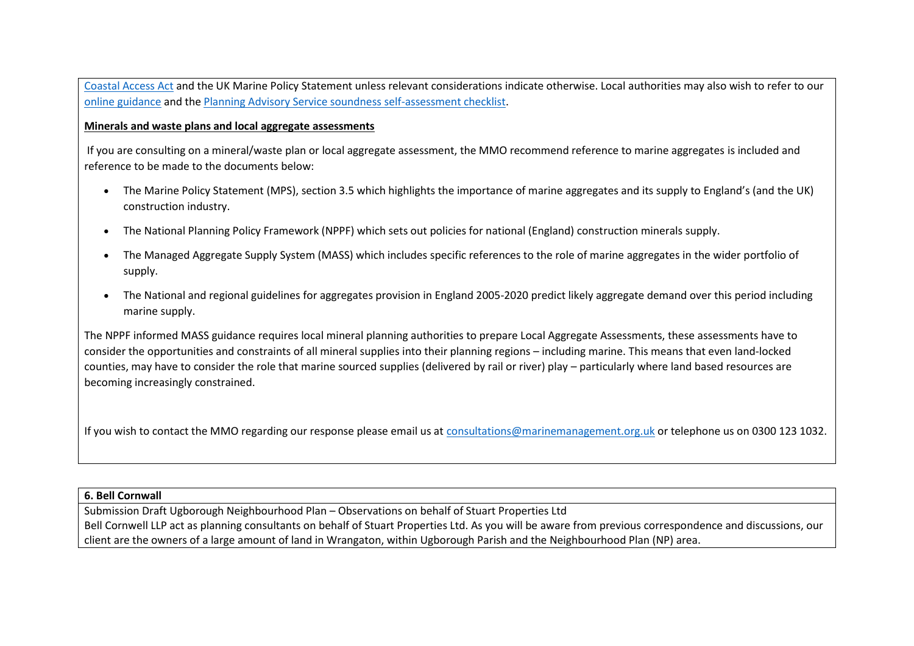Coastal Access Act and the UK Marine Policy Statement unless relevant considerations indicate otherwise. Local authorities may also wish to refer to our online guidance and the Planning Advisory Service soundness self-assessment checklist.

**Minerals and waste plans and local aggregate assessments**

If you are consulting on a mineral/waste plan or local aggregate assessment, the MMO recommend reference to marine aggregates is included and reference to be made to the documents below:

- The Marine Policy Statement (MPS), section 3.5 which highlights the importance of marine aggregates and its supply to England's (and the UK) construction industry.
- The National Planning Policy Framework (NPPF) which sets out policies for national (England) construction minerals supply.
- The Managed Aggregate Supply System (MASS) which includes specific references to the role of marine aggregates in the wider portfolio of supply.
- The National and regional guidelines for aggregates provision in England 2005-2020 predict likely aggregate demand over this period including marine supply.

The NPPF informed MASS guidance requires local mineral planning authorities to prepare Local Aggregate Assessments, these assessments have to consider the opportunities and constraints of all mineral supplies into their planning regions – including marine. This means that even land-locked counties, may have to consider the role that marine sourced supplies (delivered by rail or river) play – particularly where land based resources are becoming increasingly constrained.

If you wish to contact the MMO regarding our response please email us at consultations@marinemanagement.org.uk or telephone us on 0300 123 1032.

**6. Bell Cornwall**

Submission Draft Ugborough Neighbourhood Plan – Observations on behalf of Stuart Properties Ltd

Bell Cornwell LLP act as planning consultants on behalf of Stuart Properties Ltd. As you will be aware from previous correspondence and discussions, our client are the owners of a large amount of land in Wrangaton, within Ugborough Parish and the Neighbourhood Plan (NP) area.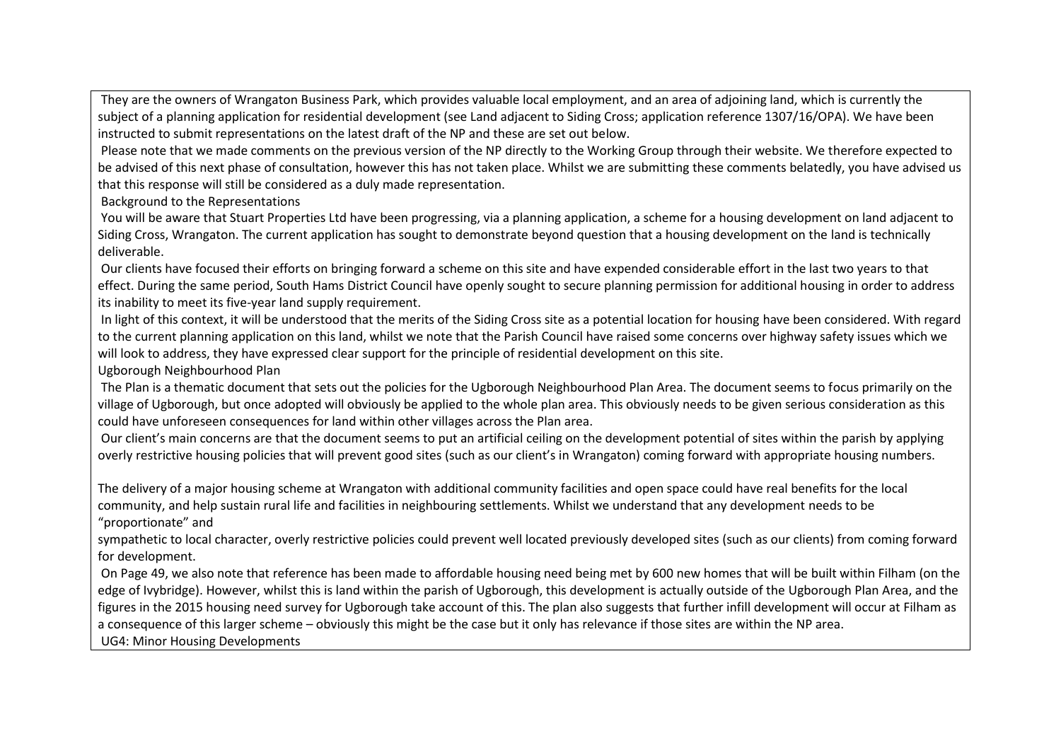They are the owners of Wrangaton Business Park, which provides valuable local employment, and an area of adjoining land, which is currently the subject of a planning application for residential development (see Land adjacent to Siding Cross; application reference 1307/16/OPA). We have been instructed to submit representations on the latest draft of the NP and these are set out below.

Please note that we made comments on the previous version of the NP directly to the Working Group through their website. We therefore expected to be advised of this next phase of consultation, however this has not taken place. Whilst we are submitting these comments belatedly, you have advised us that this response will still be considered as a duly made representation.

Background to the Representations

You will be aware that Stuart Properties Ltd have been progressing, via a planning application, a scheme for a housing development on land adjacent to Siding Cross, Wrangaton. The current application has sought to demonstrate beyond question that a housing development on the land is technically deliverable.

Our clients have focused their efforts on bringing forward a scheme on this site and have expended considerable effort in the last two years to that effect. During the same period, South Hams District Council have openly sought to secure planning permission for additional housing in order to address its inability to meet its five-year land supply requirement.

In light of this context, it will be understood that the merits of the Siding Cross site as a potential location for housing have been considered. With regard to the current planning application on this land, whilst we note that the Parish Council have raised some concerns over highway safety issues which we will look to address, they have expressed clear support for the principle of residential development on this site.

Ugborough Neighbourhood Plan

The Plan is a thematic document that sets out the policies for the Ugborough Neighbourhood Plan Area. The document seems to focus primarily on the village of Ugborough, but once adopted will obviously be applied to the whole plan area. This obviously needs to be given serious consideration as this could have unforeseen consequences for land within other villages across the Plan area.

Our client's main concerns are that the document seems to put an artificial ceiling on the development potential of sites within the parish by applying overly restrictive housing policies that will prevent good sites (such as our client's in Wrangaton) coming forward with appropriate housing numbers.

The delivery of a major housing scheme at Wrangaton with additional community facilities and open space could have real benefits for the local community, and help sustain rural life and facilities in neighbouring settlements. Whilst we understand that any development needs to be "proportionate" and sympathetic to local character, overly restrictive policies could prevent well located previously developed sites (such as our clients) from coming forward for development.

On Page 49, we also note that reference has been made to affordable housing need being met by 600 new homes that will be built within Filham (on the edge of Ivybridge). However, whilst this is land within the parish of Ugborough, this development is actually outside of the Ugborough Plan Area, and the figures in the 2015 housing need survey for Ugborough take account of this. The plan also suggests that further infill development will occur at Filham as a consequence of this larger scheme – obviously this might be the case but it only has relevance if those sites are within the NP area.

UG4: Minor Housing Developments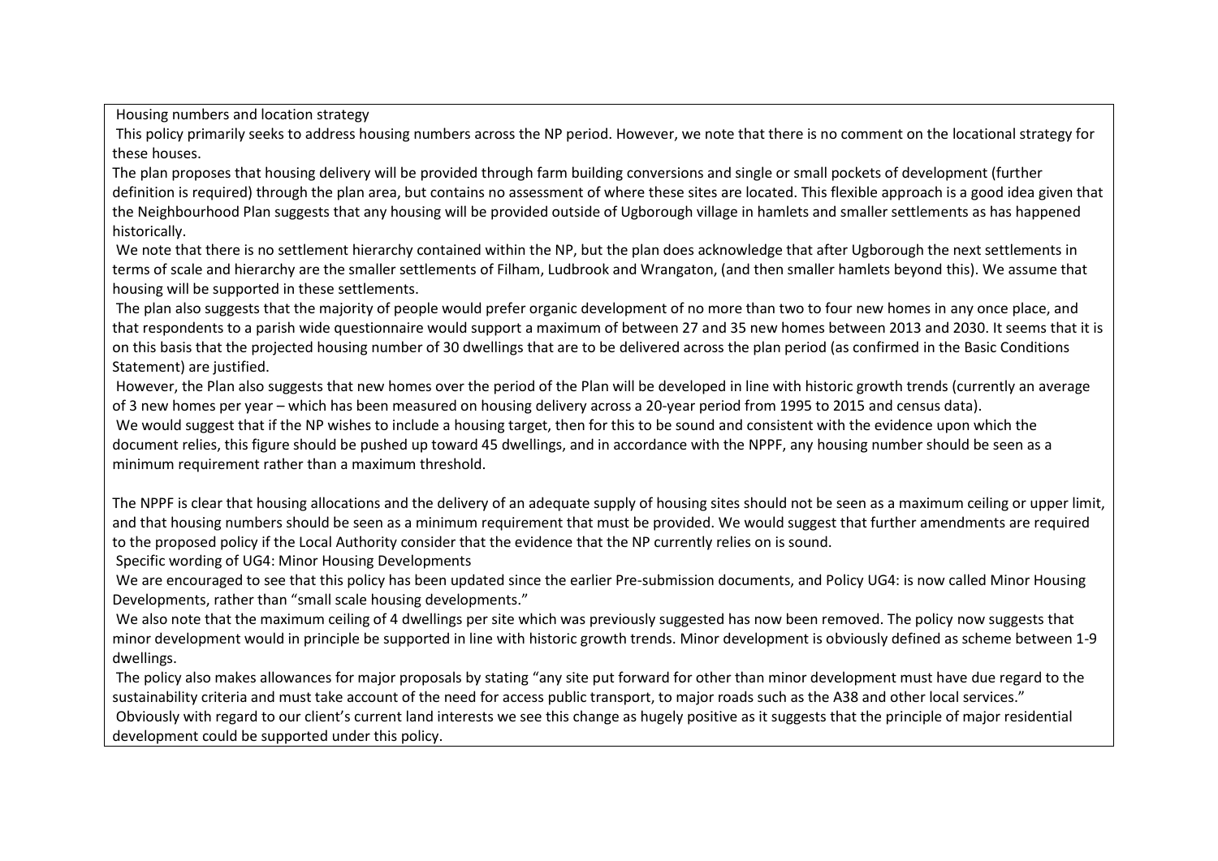Housing numbers and location strategy

This policy primarily seeks to address housing numbers across the NP period. However, we note that there is no comment on the locational strategy for these houses.

The plan proposes that housing delivery will be provided through farm building conversions and single or small pockets of development (further definition is required) through the plan area, but contains no assessment of where these sites are located. This flexible approach is a good idea given that the Neighbourhood Plan suggests that any housing will be provided outside of Ugborough village in hamlets and smaller settlements as has happened historically.

We note that there is no settlement hierarchy contained within the NP, but the plan does acknowledge that after Ugborough the next settlements in terms of scale and hierarchy are the smaller settlements of Filham, Ludbrook and Wrangaton, (and then smaller hamlets beyond this). We assume that housing will be supported in these settlements.

The plan also suggests that the majority of people would prefer organic development of no more than two to four new homes in any once place, and that respondents to a parish wide questionnaire would support a maximum of between 27 and 35 new homes between 2013 and 2030. It seems that it is on this basis that the projected housing number of 30 dwellings that are to be delivered across the plan period (as confirmed in the Basic Conditions Statement) are justified.

However, the Plan also suggests that new homes over the period of the Plan will be developed in line with historic growth trends (currently an average of 3 new homes per year – which has been measured on housing delivery across a 20-year period from 1995 to 2015 and census data).

We would suggest that if the NP wishes to include a housing target, then for this to be sound and consistent with the evidence upon which the document relies, this figure should be pushed up toward 45 dwellings, and in accordance with the NPPF, any housing number should be seen as a minimum requirement rather than a maximum threshold.

The NPPF is clear that housing allocations and the delivery of an adequate supply of housing sites should not be seen as a maximum ceiling or upper limit, and that housing numbers should be seen as a minimum requirement that must be provided. We would suggest that further amendments are required to the proposed policy if the Local Authority consider that the evidence that the NP currently relies on is sound.

Specific wording of UG4: Minor Housing Developments

We are encouraged to see that this policy has been updated since the earlier Pre-submission documents, and Policy UG4: is now called Minor Housing Developments, rather than "small scale housing developments."

We also note that the maximum ceiling of 4 dwellings per site which was previously suggested has now been removed. The policy now suggests that minor development would in principle be supported in line with historic growth trends. Minor development is obviously defined as scheme between 1-9 dwellings.

The policy also makes allowances for major proposals by stating "any site put forward for other than minor development must have due regard to the sustainability criteria and must take account of the need for access public transport, to major roads such as the A38 and other local services."

Obviously with regard to our client's current land interests we see this change as hugely positive as it suggests that the principle of major residential development could be supported under this policy.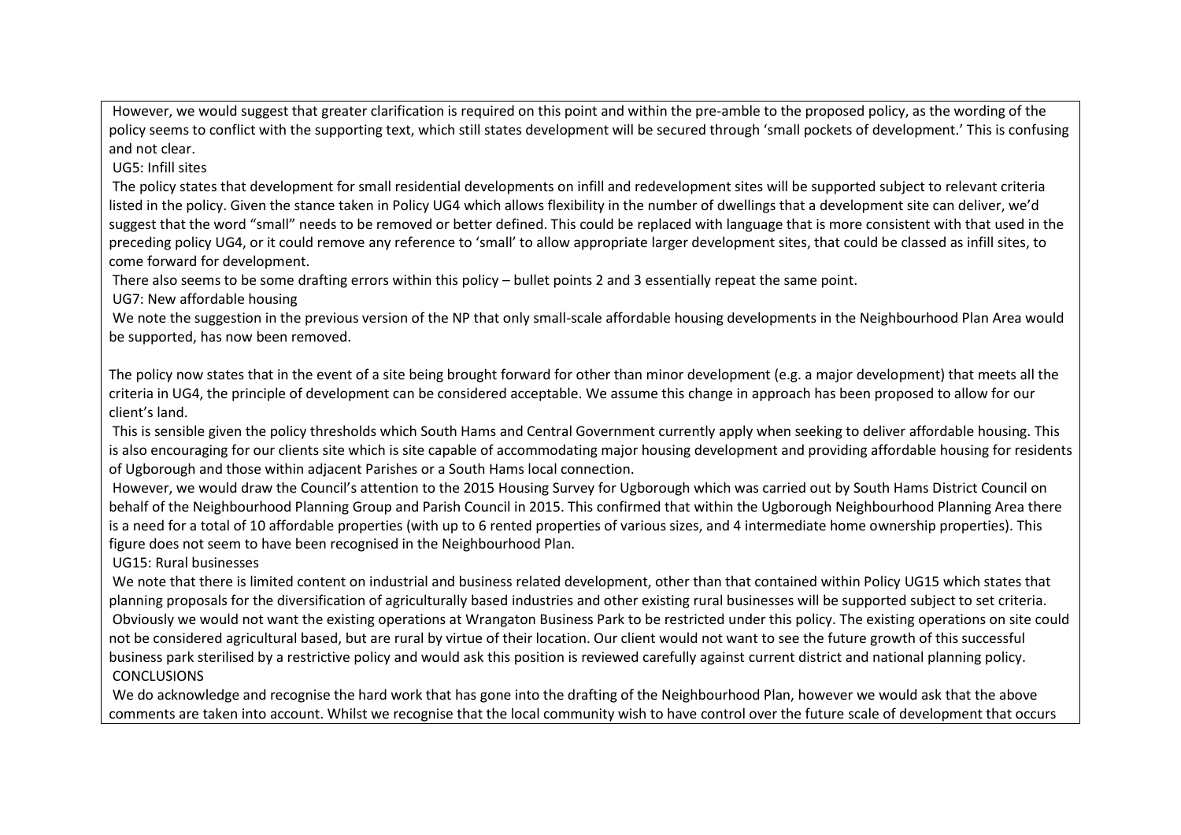However, we would suggest that greater clarification is required on this point and within the pre-amble to the proposed policy, as the wording of the policy seems to conflict with the supporting text, which still states development will be secured through 'small pockets of development.' This is confusing and not clear.

UG5: Infill sites

The policy states that development for small residential developments on infill and redevelopment sites will be supported subject to relevant criteria listed in the policy. Given the stance taken in Policy UG4 which allows flexibility in the number of dwellings that a development site can deliver, we'd suggest that the word "small" needs to be removed or better defined. This could be replaced with language that is more consistent with that used in the preceding policy UG4, or it could remove any reference to 'small' to allow appropriate larger development sites, that could be classed as infill sites, to come forward for development.

There also seems to be some drafting errors within this policy – bullet points 2 and 3 essentially repeat the same point.

UG7: New affordable housing

We note the suggestion in the previous version of the NP that only small-scale affordable housing developments in the Neighbourhood Plan Area would be supported, has now been removed.

The policy now states that in the event of a site being brought forward for other than minor development (e.g. a major development) that meets all the criteria in UG4, the principle of development can be considered acceptable. We assume this change in approach has been proposed to allow for our client's land.

This is sensible given the policy thresholds which South Hams and Central Government currently apply when seeking to deliver affordable housing. This is also encouraging for our clients site which is site capable of accommodating major housing development and providing affordable housing for residents of Ugborough and those within adjacent Parishes or a South Hams local connection.

However, we would draw the Council's attention to the 2015 Housing Survey for Ugborough which was carried out by South Hams District Council on behalf of the Neighbourhood Planning Group and Parish Council in 2015. This confirmed that within the Ugborough Neighbourhood Planning Area there is a need for a total of 10 affordable properties (with up to 6 rented properties of various sizes, and 4 intermediate home ownership properties). This figure does not seem to have been recognised in the Neighbourhood Plan.

UG15: Rural businesses

We note that there is limited content on industrial and business related development, other than that contained within Policy UG15 which states that planning proposals for the diversification of agriculturally based industries and other existing rural businesses will be supported subject to set criteria.

Obviously we would not want the existing operations at Wrangaton Business Park to be restricted under this policy. The existing operations on site could not be considered agricultural based, but are rural by virtue of their location. Our client would not want to see the future growth of this successful business park sterilised by a restrictive policy and would ask this position is reviewed carefully against current district and national planning policy.

CONCLUSIONS

We do acknowledge and recognise the hard work that has gone into the drafting of the Neighbourhood Plan, however we would ask that the above comments are taken into account. Whilst we recognise that the local community wish to have control over the future scale of development that occurs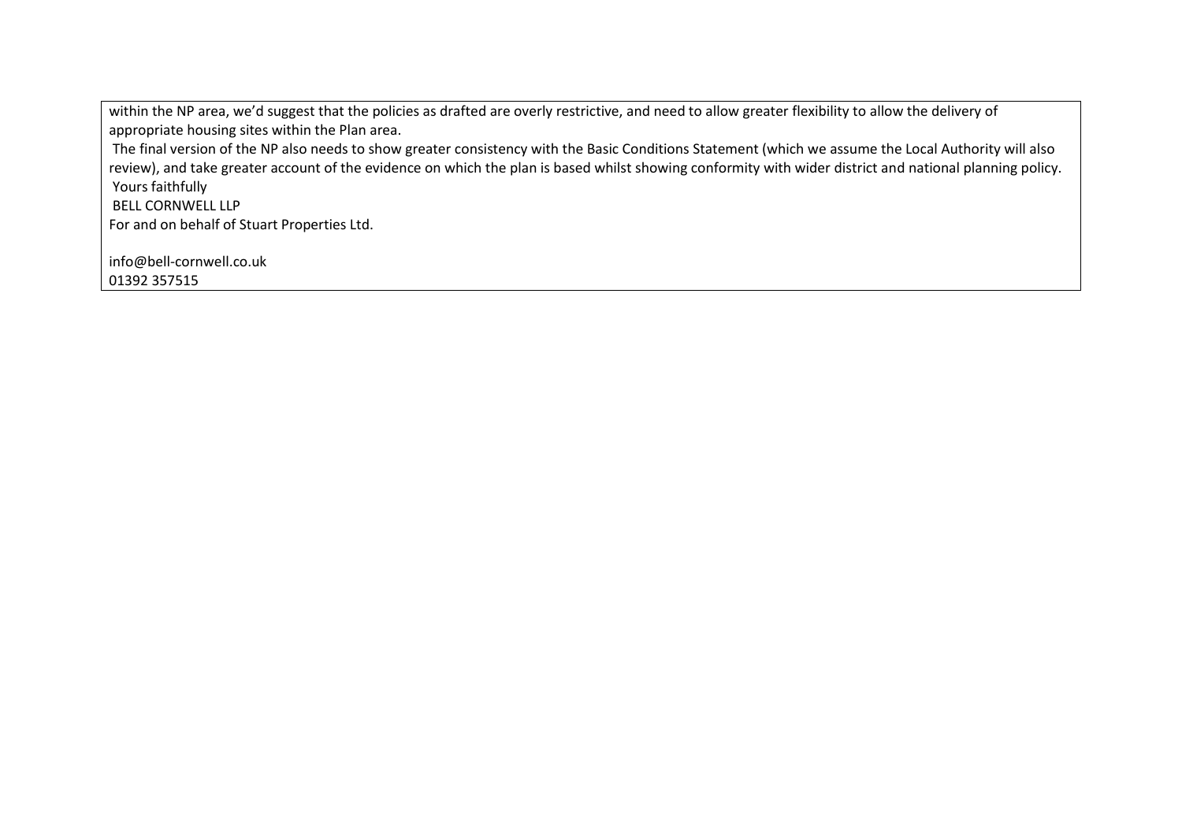within the NP area, we'd suggest that the policies as drafted are overly restrictive, and need to allow greater flexibility to allow the delivery of appropriate housing sites within the Plan area.

The final version of the NP also needs to show greater consistency with the Basic Conditions Statement (which we assume the Local Authority will also review), and take greater account of the evidence on which the plan is based whilst showing conformity with wider district and national planning policy.

Yours faithfully

BELL CORNWELL LLP

For and on behalf of Stuart Properties Ltd.

info@bell-cornwell.co.uk

01392 357515